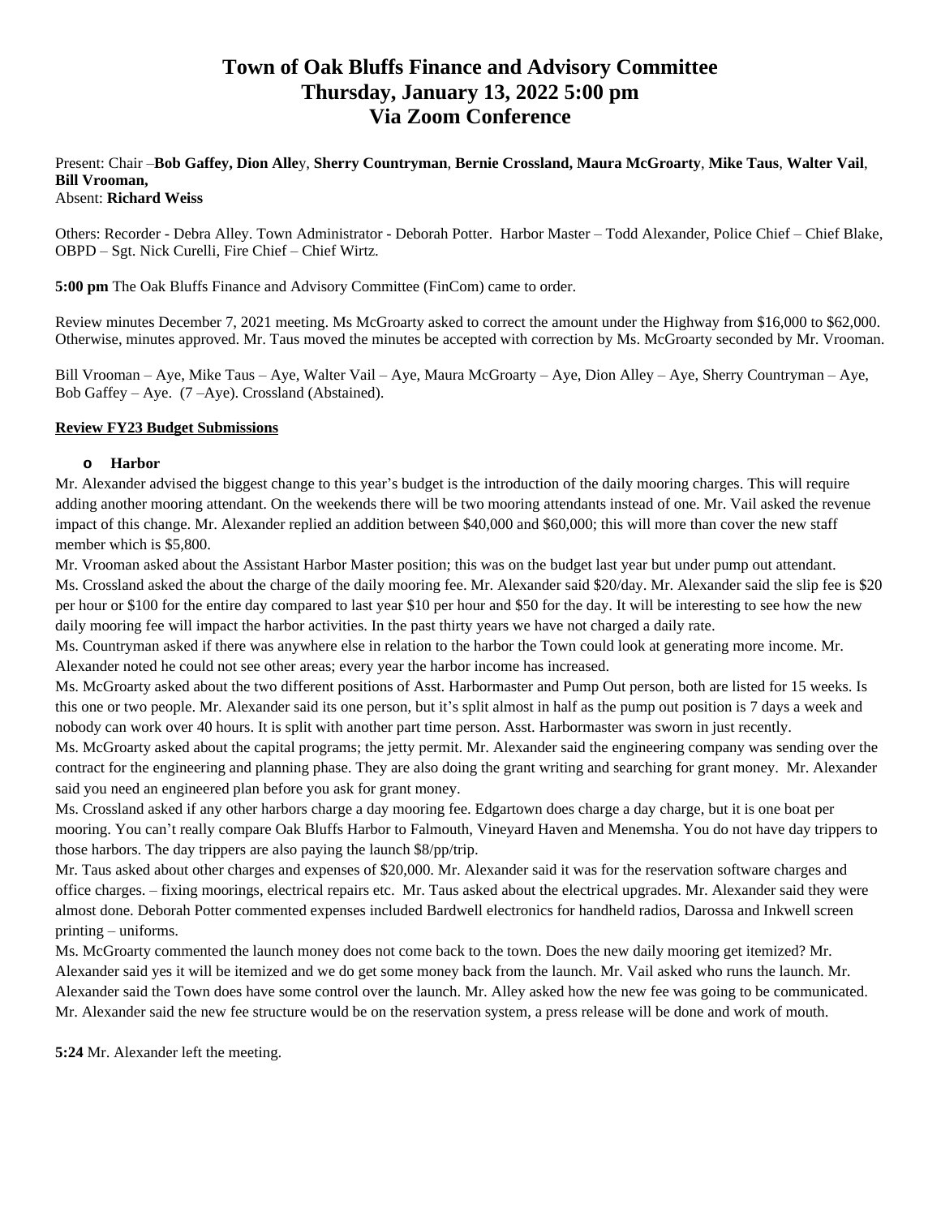# Town of Oak Bluffs Finance and Advisory Committee
# Thursday, January 13, 2022 5:00 pm
# Via Zoom Conference

Present: Chair –**Bob Gaffey, Dion Alle**y, **Sherry Countryman**, **Bernie Crossland, Maura McGroarty**, **Mike Taus**, **Walter Vail**, **Bill Vrooman,**
Absent: **Richard Weiss**

Others: Recorder - Debra Alley. Town Administrator - Deborah Potter. Harbor Master – Todd Alexander, Police Chief – Chief Blake, OBPD – Sgt. Nick Curelli, Fire Chief – Chief Wirtz.

**5:00 pm** The Oak Bluffs Finance and Advisory Committee (FinCom) came to order.

Review minutes December 7, 2021 meeting. Ms McGroarty asked to correct the amount under the Highway from $16,000 to $62,000. Otherwise, minutes approved. Mr. Taus moved the minutes be accepted with correction by Ms. McGroarty seconded by Mr. Vrooman.

Bill Vrooman – Aye, Mike Taus – Aye, Walter Vail – Aye, Maura McGroarty – Aye, Dion Alley – Aye, Sherry Countryman – Aye, Bob Gaffey – Aye. (7 –Aye). Crossland (Abstained).

**Review FY23 Budget Submissions**

- **Harbor**

Mr. Alexander advised the biggest change to this year's budget is the introduction of the daily mooring charges. This will require adding another mooring attendant. On the weekends there will be two mooring attendants instead of one. Mr. Vail asked the revenue impact of this change. Mr. Alexander replied an addition between $40,000 and $60,000; this will more than cover the new staff member which is $5,800.

Mr. Vrooman asked about the Assistant Harbor Master position; this was on the budget last year but under pump out attendant.

Ms. Crossland asked the about the charge of the daily mooring fee. Mr. Alexander said $20/day. Mr. Alexander said the slip fee is $20 per hour or $100 for the entire day compared to last year $10 per hour and $50 for the day. It will be interesting to see how the new daily mooring fee will impact the harbor activities. In the past thirty years we have not charged a daily rate.

Ms. Countryman asked if there was anywhere else in relation to the harbor the Town could look at generating more income. Mr. Alexander noted he could not see other areas; every year the harbor income has increased.

Ms. McGroarty asked about the two different positions of Asst. Harbormaster and Pump Out person, both are listed for 15 weeks. Is this one or two people. Mr. Alexander said its one person, but it's split almost in half as the pump out position is 7 days a week and nobody can work over 40 hours. It is split with another part time person. Asst. Harbormaster was sworn in just recently.

Ms. McGroarty asked about the capital programs; the jetty permit. Mr. Alexander said the engineering company was sending over the contract for the engineering and planning phase. They are also doing the grant writing and searching for grant money. Mr. Alexander said you need an engineered plan before you ask for grant money.

Ms. Crossland asked if any other harbors charge a day mooring fee. Edgartown does charge a day charge, but it is one boat per mooring. You can't really compare Oak Bluffs Harbor to Falmouth, Vineyard Haven and Menemsha. You do not have day trippers to those harbors. The day trippers are also paying the launch $8/pp/trip.

Mr. Taus asked about other charges and expenses of $20,000. Mr. Alexander said it was for the reservation software charges and office charges. – fixing moorings, electrical repairs etc. Mr. Taus asked about the electrical upgrades. Mr. Alexander said they were almost done. Deborah Potter commented expenses included Bardwell electronics for handheld radios, Darossa and Inkwell screen printing – uniforms.

Ms. McGroarty commented the launch money does not come back to the town. Does the new daily mooring get itemized? Mr. Alexander said yes it will be itemized and we do get some money back from the launch. Mr. Vail asked who runs the launch. Mr. Alexander said the Town does have some control over the launch. Mr. Alley asked how the new fee was going to be communicated. Mr. Alexander said the new fee structure would be on the reservation system, a press release will be done and work of mouth.

**5:24** Mr. Alexander left the meeting.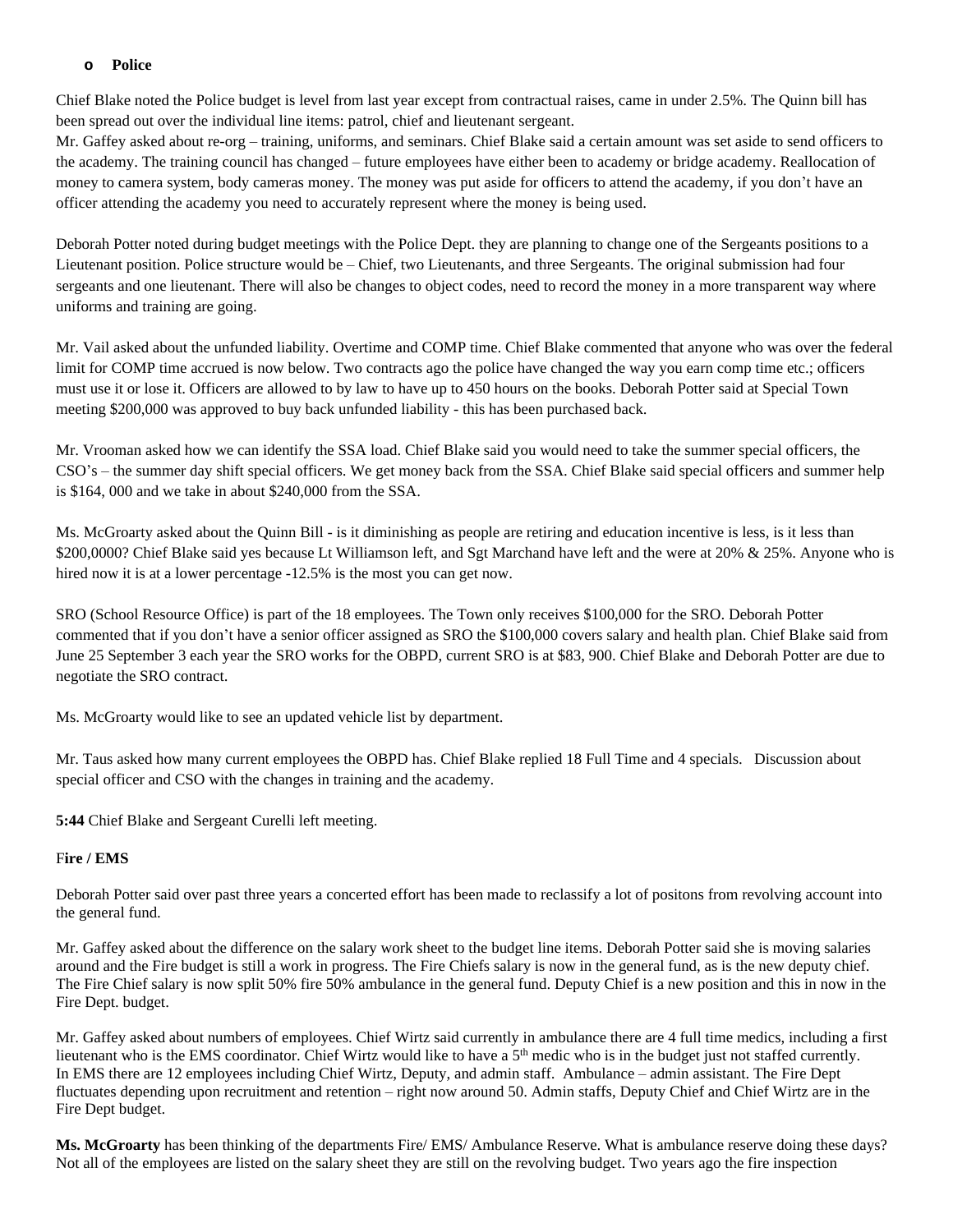- **Police**

Chief Blake noted the Police budget is level from last year except from contractual raises, came in under 2.5%. The Quinn bill has been spread out over the individual line items: patrol, chief and lieutenant sergeant.
Mr. Gaffey asked about re-org – training, uniforms, and seminars. Chief Blake said a certain amount was set aside to send officers to the academy. The training council has changed – future employees have either been to academy or bridge academy. Reallocation of money to camera system, body cameras money. The money was put aside for officers to attend the academy, if you don't have an officer attending the academy you need to accurately represent where the money is being used.

Deborah Potter noted during budget meetings with the Police Dept. they are planning to change one of the Sergeants positions to a Lieutenant position. Police structure would be – Chief, two Lieutenants, and three Sergeants. The original submission had four sergeants and one lieutenant. There will also be changes to object codes, need to record the money in a more transparent way where uniforms and training are going.

Mr. Vail asked about the unfunded liability. Overtime and COMP time. Chief Blake commented that anyone who was over the federal limit for COMP time accrued is now below. Two contracts ago the police have changed the way you earn comp time etc.; officers must use it or lose it. Officers are allowed to by law to have up to 450 hours on the books. Deborah Potter said at Special Town meeting $200,000 was approved to buy back unfunded liability - this has been purchased back.

Mr. Vrooman asked how we can identify the SSA load. Chief Blake said you would need to take the summer special officers, the CSO's – the summer day shift special officers. We get money back from the SSA. Chief Blake said special officers and summer help is $164, 000 and we take in about $240,000 from the SSA.

Ms. McGroarty asked about the Quinn Bill - is it diminishing as people are retiring and education incentive is less, is it less than $200,0000? Chief Blake said yes because Lt Williamson left, and Sgt Marchand have left and the were at 20% & 25%. Anyone who is hired now it is at a lower percentage -12.5% is the most you can get now.

SRO (School Resource Office) is part of the 18 employees. The Town only receives $100,000 for the SRO. Deborah Potter commented that if you don't have a senior officer assigned as SRO the $100,000 covers salary and health plan. Chief Blake said from June 25 September 3 each year the SRO works for the OBPD, current SRO is at $83, 900. Chief Blake and Deborah Potter are due to negotiate the SRO contract.

Ms. McGroarty would like to see an updated vehicle list by department.

Mr. Taus asked how many current employees the OBPD has. Chief Blake replied 18 Full Time and 4 specials. Discussion about special officer and CSO with the changes in training and the academy.

**5:44** Chief Blake and Sergeant Curelli left meeting.

**Fire / EMS**

Deborah Potter said over past three years a concerted effort has been made to reclassify a lot of positons from revolving account into the general fund.

Mr. Gaffey asked about the difference on the salary work sheet to the budget line items. Deborah Potter said she is moving salaries around and the Fire budget is still a work in progress. The Fire Chiefs salary is now in the general fund, as is the new deputy chief. The Fire Chief salary is now split 50% fire 50% ambulance in the general fund. Deputy Chief is a new position and this in now in the Fire Dept. budget.

Mr. Gaffey asked about numbers of employees. Chief Wirtz said currently in ambulance there are 4 full time medics, including a first lieutenant who is the EMS coordinator. Chief Wirtz would like to have a 5th medic who is in the budget just not staffed currently.
In EMS there are 12 employees including Chief Wirtz, Deputy, and admin staff. Ambulance – admin assistant. The Fire Dept fluctuates depending upon recruitment and retention – right now around 50. Admin staffs, Deputy Chief and Chief Wirtz are in the Fire Dept budget.

**Ms. McGroarty** has been thinking of the departments Fire/ EMS/ Ambulance Reserve. What is ambulance reserve doing these days? Not all of the employees are listed on the salary sheet they are still on the revolving budget. Two years ago the fire inspection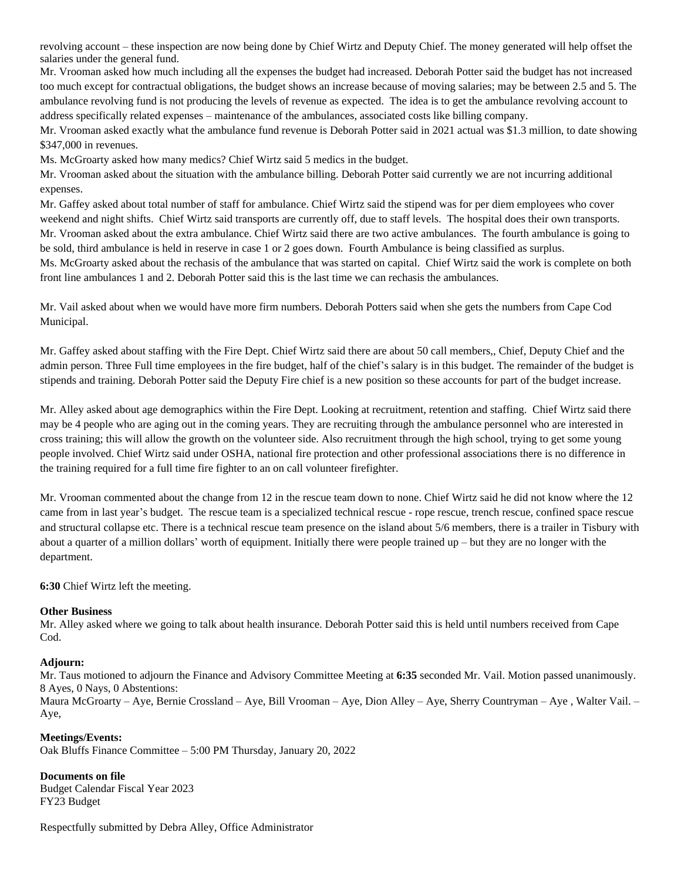revolving account – these inspection are now being done by Chief Wirtz and Deputy Chief. The money generated will help offset the salaries under the general fund.

Mr. Vrooman asked how much including all the expenses the budget had increased. Deborah Potter said the budget has not increased too much except for contractual obligations, the budget shows an increase because of moving salaries; may be between 2.5 and 5. The ambulance revolving fund is not producing the levels of revenue as expected. The idea is to get the ambulance revolving account to address specifically related expenses – maintenance of the ambulances, associated costs like billing company.

Mr. Vrooman asked exactly what the ambulance fund revenue is Deborah Potter said in 2021 actual was $1.3 million, to date showing $347,000 in revenues.

Ms. McGroarty asked how many medics? Chief Wirtz said 5 medics in the budget.

Mr. Vrooman asked about the situation with the ambulance billing. Deborah Potter said currently we are not incurring additional expenses.

Mr. Gaffey asked about total number of staff for ambulance. Chief Wirtz said the stipend was for per diem employees who cover weekend and night shifts. Chief Wirtz said transports are currently off, due to staff levels. The hospital does their own transports.

Mr. Vrooman asked about the extra ambulance. Chief Wirtz said there are two active ambulances. The fourth ambulance is going to be sold, third ambulance is held in reserve in case 1 or 2 goes down. Fourth Ambulance is being classified as surplus.

Ms. McGroarty asked about the rechasis of the ambulance that was started on capital. Chief Wirtz said the work is complete on both front line ambulances 1 and 2. Deborah Potter said this is the last time we can rechasis the ambulances.

Mr. Vail asked about when we would have more firm numbers. Deborah Potters said when she gets the numbers from Cape Cod Municipal.

Mr. Gaffey asked about staffing with the Fire Dept. Chief Wirtz said there are about 50 call members,, Chief, Deputy Chief and the admin person. Three Full time employees in the fire budget, half of the chief's salary is in this budget. The remainder of the budget is stipends and training. Deborah Potter said the Deputy Fire chief is a new position so these accounts for part of the budget increase.

Mr. Alley asked about age demographics within the Fire Dept. Looking at recruitment, retention and staffing. Chief Wirtz said there may be 4 people who are aging out in the coming years. They are recruiting through the ambulance personnel who are interested in cross training; this will allow the growth on the volunteer side. Also recruitment through the high school, trying to get some young people involved. Chief Wirtz said under OSHA, national fire protection and other professional associations there is no difference in the training required for a full time fire fighter to an on call volunteer firefighter.

Mr. Vrooman commented about the change from 12 in the rescue team down to none. Chief Wirtz said he did not know where the 12 came from in last year's budget. The rescue team is a specialized technical rescue - rope rescue, trench rescue, confined space rescue and structural collapse etc. There is a technical rescue team presence on the island about 5/6 members, there is a trailer in Tisbury with about a quarter of a million dollars' worth of equipment. Initially there were people trained up – but they are no longer with the department.

**6:30** Chief Wirtz left the meeting.

**Other Business**

Mr. Alley asked where we going to talk about health insurance. Deborah Potter said this is held until numbers received from Cape Cod.

**Adjourn:**

Mr. Taus motioned to adjourn the Finance and Advisory Committee Meeting at **6:35** seconded Mr. Vail. Motion passed unanimously. 8 Ayes, 0 Nays, 0 Abstentions:

Maura McGroarty – Aye, Bernie Crossland – Aye, Bill Vrooman – Aye, Dion Alley – Aye, Sherry Countryman – Aye , Walter Vail. – Aye,

**Meetings/Events:**

Oak Bluffs Finance Committee – 5:00 PM Thursday, January 20, 2022

**Documents on file**

Budget Calendar Fiscal Year 2023

FY23 Budget

Respectfully submitted by Debra Alley, Office Administrator